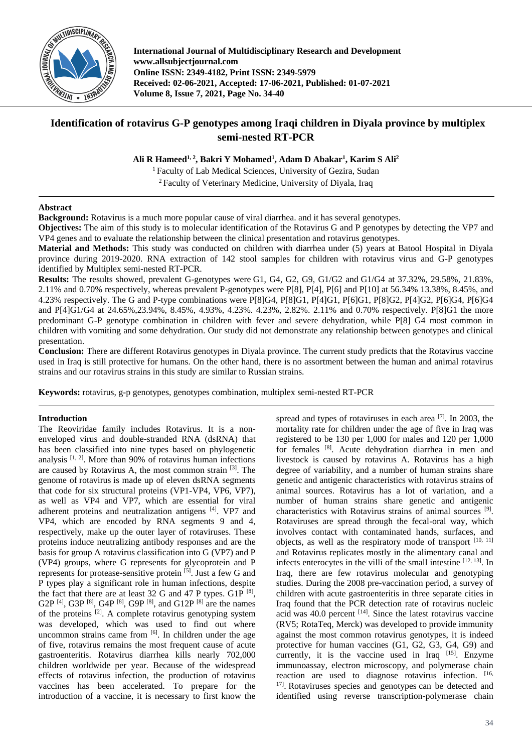# Identification of rotavirus G-P genotypes among Iraqi children in Diyala province by multiplex semi-nested RT-PCR

**Ali R Hameed[1, 2], Bakri Y Mohamed[1], Adam D Abakar[1], Karim S Ali[2]**

[1] Faculty of Lab Medical Sciences, University of Gezira, Sudan
[2] Faculty of Veterinary Medicine, University of Diyala, Iraq

## Abstract

**Background:** Rotavirus is a much more popular cause of viral diarrhea. and it has several genotypes.

**Objectives:** The aim of this study is to molecular identification of the Rotavirus G and P genotypes by detecting the VP7 and VP4 genes and to evaluate the relationship between the clinical presentation and rotavirus genotypes.

**Material and Methods:** This study was conducted on children with diarrhea under (5) years at Batool Hospital in Diyala province during 2019-2020. RNA extraction of 142 stool samples for children with rotavirus virus and G-P genotypes identified by Multiplex semi-nested RT-PCR.

**Results:** The results showed, prevalent G-genotypes were G1, G4, G2, G9, G1/G2 and G1/G4 at 37.32%, 29.58%, 21.83%, 2.11% and 0.70% respectively, whereas prevalent P-genotypes were P[8], P[4], P[6] and P[10] at 56.34% 13.38%, 8.45%, and 4.23% respectively. The G and P-type combinations were P[8]G4, P[8]G1, P[4]G1, P[6]G1, P[8]G2, P[4]G2, P[6]G4, P[6]G4 and P[4]G1/G4 at 24.65%,23.94%, 8.45%, 4.93%, 4.23%. 4.23%, 2.82%. 2.11% and 0.70% respectively. P[8]G1 the more predominant G-P genotype combination in children with fever and severe dehydration, while P[8] G4 most common in children with vomiting and some dehydration. Our study did not demonstrate any relationship between genotypes and clinical presentation.

**Conclusion:** There are different Rotavirus genotypes in Diyala province. The current study predicts that the Rotavirus vaccine used in Iraq is still protective for humans. On the other hand, there is no assortment between the human and animal rotavirus strains and our rotavirus strains in this study are similar to Russian strains.

**Keywords:** rotavirus, g-p genotypes, genotypes combination, multiplex semi-nested RT-PCR

## Introduction

The Reoviridae family includes Rotavirus. It is a non-enveloped virus and double-stranded RNA (dsRNA) that has been classified into nine types based on phylogenetic analysis [1, 2]. More than 90% of rotavirus human infections are caused by Rotavirus A, the most common strain [3]. The genome of rotavirus is made up of eleven dsRNA segments that code for six structural proteins (VP1-VP4, VP6, VP7), as well as VP4 and VP7, which are essential for viral adherent proteins and neutralization antigens [4]. VP7 and VP4, which are encoded by RNA segments 9 and 4, respectively, make up the outer layer of rotaviruses. These proteins induce neutralizing antibody responses and are the basis for group A rotavirus classification into G (VP7) and P (VP4) groups, where G represents for glycoprotein and P represents for protease-sensitive protein [5]. Just a few G and P types play a significant role in human infections, despite the fact that there are at least 32 G and 47 P types. G1P [8], G2P [4], G3P [8], G4P [8], G9P [8], and G12P [8] are the names of the proteins [2]. A complete rotavirus genotyping system was developed, which was used to find out where uncommon strains came from [6]. In children under the age of five, rotavirus remains the most frequent cause of acute gastroenteritis. Rotavirus diarrhea kills nearly 702,000 children worldwide per year. Because of the widespread effects of rotavirus infection, the production of rotavirus vaccines has been accelerated. To prepare for the introduction of a vaccine, it is necessary to first know the spread and types of rotaviruses in each area [7]. In 2003, the mortality rate for children under the age of five in Iraq was registered to be 130 per 1,000 for males and 120 per 1,000 for females [8]. Acute dehydration diarrhea in men and livestock is caused by rotavirus A. Rotavirus has a high degree of variability, and a number of human strains share genetic and antigenic characteristics with rotavirus strains of animal sources. Rotavirus has a lot of variation, and a number of human strains share genetic and antigenic characteristics with Rotavirus strains of animal sources [9]. Rotaviruses are spread through the fecal-oral way, which involves contact with contaminated hands, surfaces, and objects, as well as the respiratory mode of transport [10, 11] and Rotavirus replicates mostly in the alimentary canal and infects enterocytes in the villi of the small intestine [12, 13]. In Iraq, there are few rotavirus molecular and genotyping studies. During the 2008 pre-vaccination period, a survey of children with acute gastroenteritis in three separate cities in Iraq found that the PCR detection rate of rotavirus nucleic acid was 40.0 percent [14]. Since the latest rotavirus vaccine (RV5; RotaTeq, Merck) was developed to provide immunity against the most common rotavirus genotypes, it is indeed protective for human vaccines (G1, G2, G3, G4, G9) and currently, it is the vaccine used in Iraq [15]. Enzyme immunoassay, electron microscopy, and polymerase chain reaction are used to diagnose rotavirus infection. [16, 17]. Rotaviruses species and genotypes can be detected and identified using reverse transcription-polymerase chain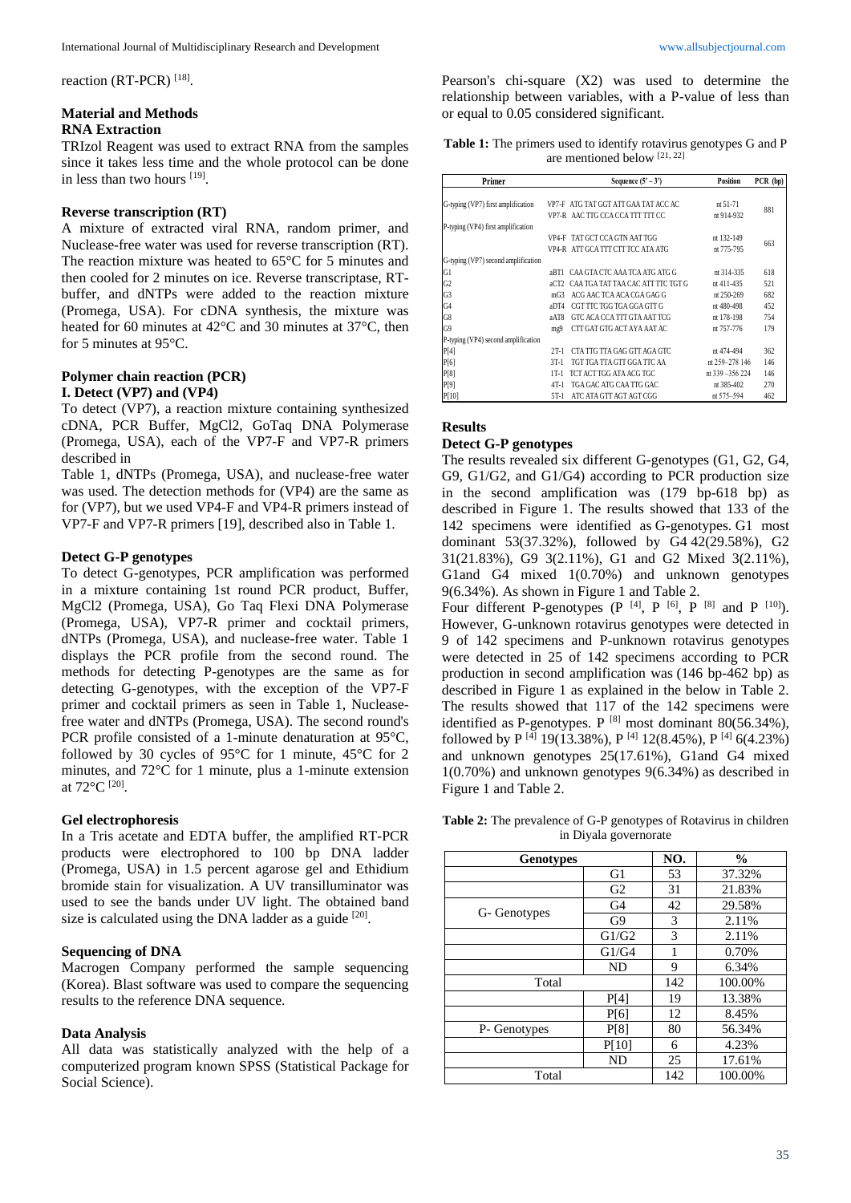reaction (RT-PCR) [18].

## Material and Methods

### RNA Extraction

TRIzol Reagent was used to extract RNA from the samples since it takes less time and the whole protocol can be done in less than two hours [19].

### Reverse transcription (RT)

A mixture of extracted viral RNA, random primer, and Nuclease-free water was used for reverse transcription (RT). The reaction mixture was heated to 65°C for 5 minutes and then cooled for 2 minutes on ice. Reverse transcriptase, RT-buffer, and dNTPs were added to the reaction mixture (Promega, USA). For cDNA synthesis, the mixture was heated for 60 minutes at 42°C and 30 minutes at 37°C, then for 5 minutes at 95°C.

### Polymer chain reaction (PCR)

#### I. Detect (VP7) and (VP4)

To detect (VP7), a reaction mixture containing synthesized cDNA, PCR Buffer, MgCl2, GoTaq DNA Polymerase (Promega, USA), each of the VP7-F and VP7-R primers described in

Table 1, dNTPs (Promega, USA), and nuclease-free water was used. The detection methods for (VP4) are the same as for (VP7), but we used VP4-F and VP4-R primers instead of VP7-F and VP7-R primers [19], described also in Table 1.

### Detect G-P genotypes

To detect G-genotypes, PCR amplification was performed in a mixture containing 1st round PCR product, Buffer, MgCl2 (Promega, USA), Go Taq Flexi DNA Polymerase (Promega, USA), VP7-R primer and cocktail primers, dNTPs (Promega, USA), and nuclease-free water. Table 1 displays the PCR profile from the second round. The methods for detecting P-genotypes are the same as for detecting G-genotypes, with the exception of the VP7-F primer and cocktail primers as seen in Table 1, Nuclease-free water and dNTPs (Promega, USA). The second round's PCR profile consisted of a 1-minute denaturation at 95°C, followed by 30 cycles of 95°C for 1 minute, 45°C for 2 minutes, and 72°C for 1 minute, plus a 1-minute extension at 72°C [20].

### Gel electrophoresis

In a Tris acetate and EDTA buffer, the amplified RT-PCR products were electrophored to 100 bp DNA ladder (Promega, USA) in 1.5 percent agarose gel and Ethidium bromide stain for visualization. A UV transilluminator was used to see the bands under UV light. The obtained band size is calculated using the DNA ladder as a guide [20].

### Sequencing of DNA

Macrogen Company performed the sample sequencing (Korea). Blast software was used to compare the sequencing results to the reference DNA sequence.

### Data Analysis

All data was statistically analyzed with the help of a computerized program known SPSS (Statistical Package for Social Science).

Pearson's chi-square (X2) was used to determine the relationship between variables, with a P-value of less than or equal to 0.05 considered significant.

**Table 1:** The primers used to identify rotavirus genotypes G and P are mentioned below [21, 22]

| Primer | | Sequence (5' – 3') | Position | PCR (bp) |
|---|---|---|---|---|
| G-typing (VP7) first amplification | VP7-F | ATG TAT GGT ATT GAA TAT ACC AC | nt 51-71 | 881 |
| | VP7-R | AAC TTG CCA CCA TTT TTT CC | nt 914-932 | |
| P-typing (VP4) first amplification | | | | |
| | VP4-F | TAT GCT CCA GTN AAT TGG | nt 132-149 | 663 |
| | VP4-R | ATT GCA TTT CTT TCC ATA ATG | nt 775-795 | |
| G-typing (VP7) second amplification | | | | |
| G1 | aBT1 | CAA GTA CTC AAA TCA ATG ATG G | nt 314-335 | 618 |
| G2 | aCT2 | CAA TGA TAT TAA CAC ATT TTC TGT G | nt 411-435 | 521 |
| G3 | mG3 | ACG AAC TCA ACA CGA GAG G | nt 250-269 | 682 |
| G4 | aDT4 | CGT TTC TGG TGA GGA GTT G | nt 480-498 | 452 |
| G8 | aAT8 | GTC ACA CCA TTT GTA AAT TCG | nt 178-198 | 754 |
| G9 | mg9 | CTT GAT GTG ACT AYA AAT AC | nt 757-776 | 179 |
| P-typing (VP4) second amplification | | | | |
| P[4] | 2T-1 | CTA TTG TTA GAG GTT AGA GTC | nt 474-494 | 362 |
| P[6] | 3T-1 | TGT TGA TTA GTT GGA TTC AA | nt 259–278 146 | 146 |
| P[8] | 1T-1 | TCT ACT TGG ATA ACG TGC | nt 339 –356 224 | 146 |
| P[9] | 4T-1 | TGA GAC ATG CAA TTG GAC | nt 385-402 | 270 |
| P[10] | 5T-1 | ATC ATA GTT AGT AGT CGG | nt 575–594 | 462 |

## Results

### Detect G-P genotypes

The results revealed six different G-genotypes (G1, G2, G4, G9, G1/G2, and G1/G4) according to PCR production size in the second amplification was (179 bp-618 bp) as described in Figure 1. The results showed that 133 of the 142 specimens were identified as G-genotypes. G1 most dominant 53(37.32%), followed by G4 42(29.58%), G2 31(21.83%), G9 3(2.11%), G1 and G2 Mixed 3(2.11%), G1and G4 mixed 1(0.70%) and unknown genotypes 9(6.34%). As shown in Figure 1 and Table 2.

Four different P-genotypes (P [4], P [6], P [8] and P [10]). However, G-unknown rotavirus genotypes were detected in 9 of 142 specimens and P-unknown rotavirus genotypes were detected in 25 of 142 specimens according to PCR production in second amplification was (146 bp-462 bp) as described in Figure 1 as explained in the below in Table 2. The results showed that 117 of the 142 specimens were identified as P-genotypes. P [8] most dominant 80(56.34%), followed by P [4] 19(13.38%), P [4] 12(8.45%), P [4] 6(4.23%) and unknown genotypes 25(17.61%), G1and G4 mixed 1(0.70%) and unknown genotypes 9(6.34%) as described in Figure 1 and Table 2.

**Table 2:** The prevalence of G-P genotypes of Rotavirus in children in Diyala governorate

| Genotypes | | NO. | % |
|---|---|---|---|
| G- Genotypes | G1 | 53 | 37.32% |
| | G2 | 31 | 21.83% |
| | G4 | 42 | 29.58% |
| | G9 | 3 | 2.11% |
| | G1/G2 | 3 | 2.11% |
| | G1/G4 | 1 | 0.70% |
| | ND | 9 | 6.34% |
| Total | | 142 | 100.00% |
| P- Genotypes | P[4] | 19 | 13.38% |
| | P[6] | 12 | 8.45% |
| | P[8] | 80 | 56.34% |
| | P[10] | 6 | 4.23% |
| | ND | 25 | 17.61% |
| Total | | 142 | 100.00% |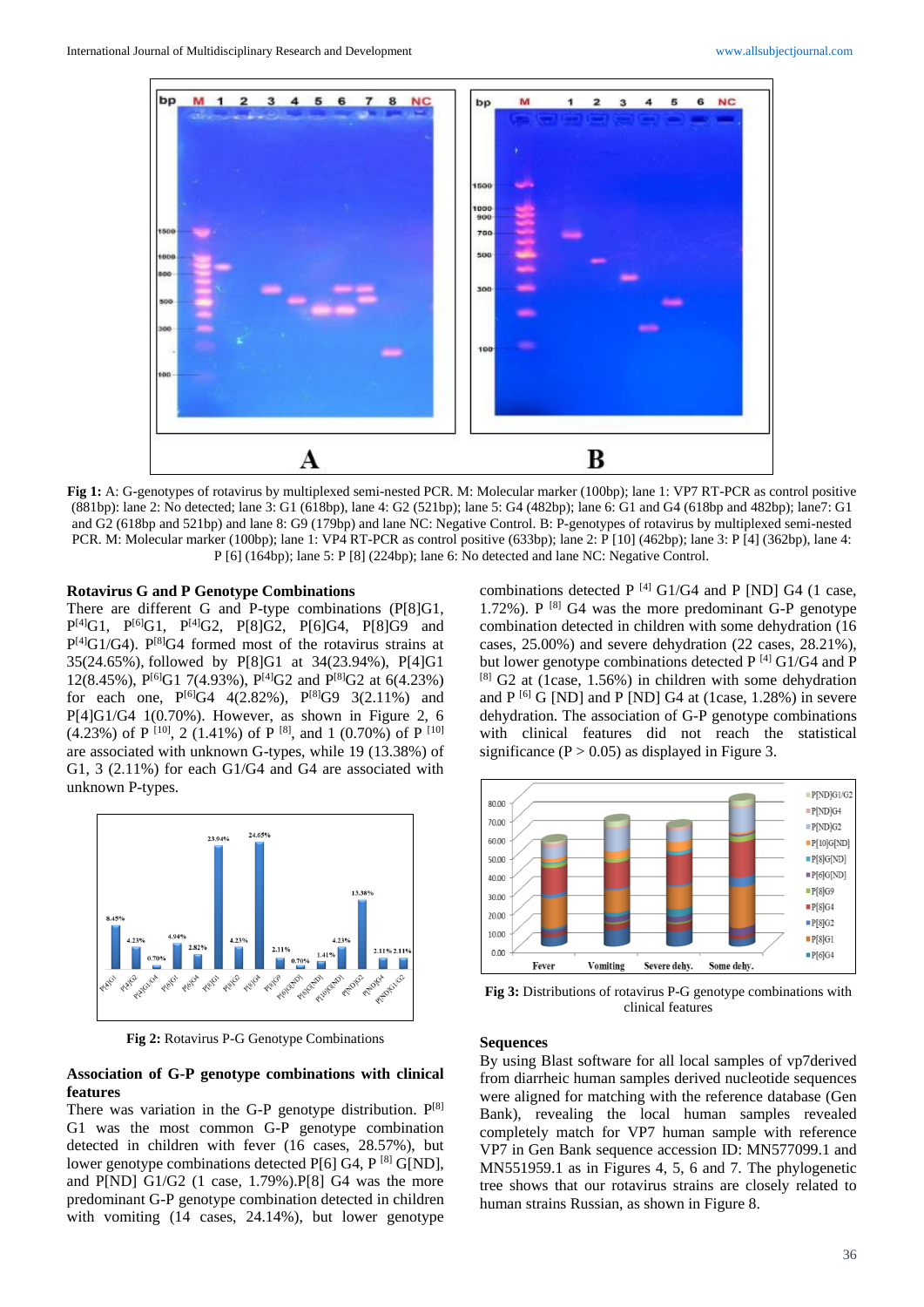**Fig 1:** A: G-genotypes of rotavirus by multiplexed semi-nested PCR. M: Molecular marker (100bp); lane 1: VP7 RT-PCR as control positive (881bp): lane 2: No detected; lane 3: G1 (618bp), lane 4: G2 (521bp); lane 5: G4 (482bp); lane 6: G1 and G4 (618bp and 482bp); lane7: G1 and G2 (618bp and 521bp) and lane 8: G9 (179bp) and lane NC: Negative Control. B: P-genotypes of rotavirus by multiplexed semi-nested PCR. M: Molecular marker (100bp); lane 1: VP4 RT-PCR as control positive (633bp); lane 2: P [10] (462bp); lane 3: P [4] (362bp), lane 4: P [6] (164bp); lane 5: P [8] (224bp); lane 6: No detected and lane NC: Negative Control.

### Rotavirus G and P Genotype Combinations

There are different G and P-type combinations (P[8]G1, P[4]G1, P[6]G1, P[4]G2, P[8]G2, P[6]G4, P[8]G9 and P[4]G1/G4). P[8]G4 formed most of the rotavirus strains at 35(24.65%), followed by P[8]G1 at 34(23.94%), P[4]G1 12(8.45%), P[6]G1 7(4.93%), P[4]G2 and P[8]G2 at 6(4.23%) for each one, P[6]G4 4(2.82%), P[8]G9 3(2.11%) and P[4]G1/G4 1(0.70%). However, as shown in Figure 2, 6 (4.23%) of P [10], 2 (1.41%) of P [8], and 1 (0.70%) of P [10] are associated with unknown G-types, while 19 (13.38%) of G1, 3 (2.11%) for each G1/G4 and G4 are associated with unknown P-types.

**Fig 2:** Rotavirus P-G Genotype Combinations

### Association of G-P genotype combinations with clinical features

There was variation in the G-P genotype distribution. P[8] G1 was the most common G-P genotype combination detected in children with fever (16 cases, 28.57%), but lower genotype combinations detected P[6] G4, P [8] G[ND], and P[ND] G1/G2 (1 case, 1.79%).P[8] G4 was the more predominant G-P genotype combination detected in children with vomiting (14 cases, 24.14%), but lower genotype combinations detected P [4] G1/G4 and P [ND] G4 (1 case, 1.72%). P [8] G4 was the more predominant G-P genotype combination detected in children with some dehydration (16 cases, 25.00%) and severe dehydration (22 cases, 28.21%), but lower genotype combinations detected P [4] G1/G4 and P [8] G2 at (1case, 1.56%) in children with some dehydration and P [6] G [ND] and P [ND] G4 at (1case, 1.28%) in severe dehydration. The association of G-P genotype combinations with clinical features did not reach the statistical significance ($P > 0.05$) as displayed in Figure 3.

**Fig 3:** Distributions of rotavirus P-G genotype combinations with clinical features

### Sequences

By using Blast software for all local samples of vp7derived from diarrheic human samples derived nucleotide sequences were aligned for matching with the reference database (Gen Bank), revealing the local human samples revealed completely match for VP7 human sample with reference VP7 in Gen Bank sequence accession ID: MN577099.1 and MN551959.1 as in Figures 4, 5, 6 and 7. The phylogenetic tree shows that our rotavirus strains are closely related to human strains Russian, as shown in Figure 8.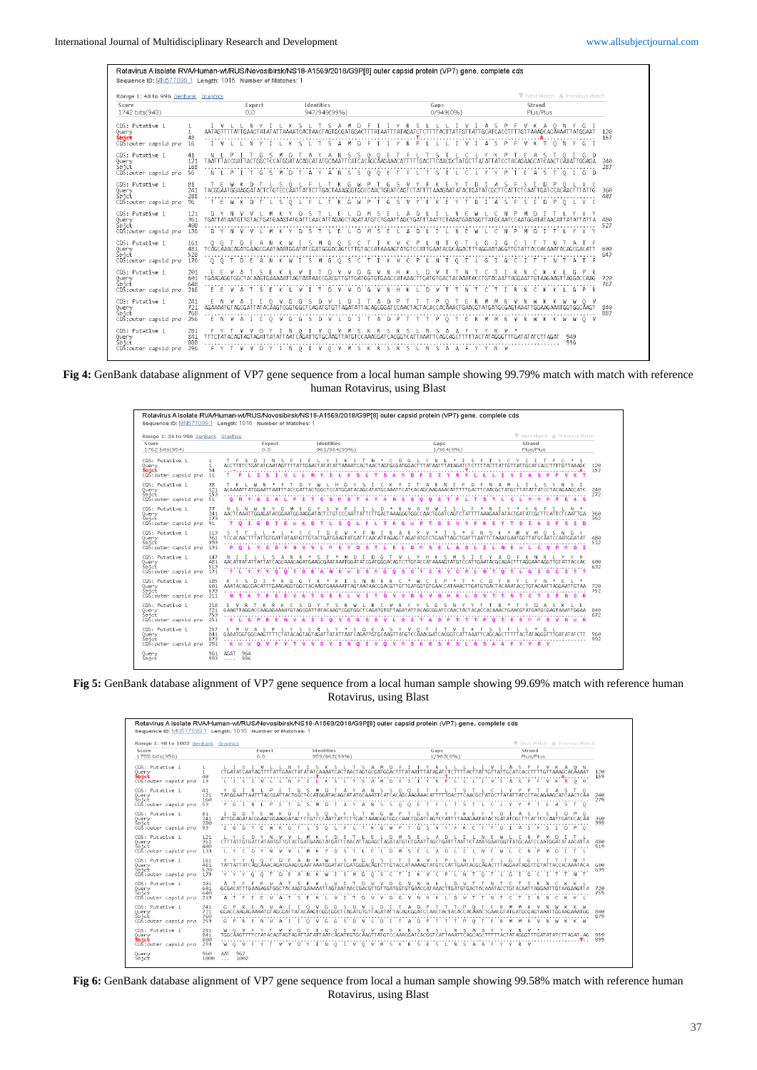**Fig 4:** GenBank database alignment of VP7 gene sequence from a local human sample showing 99.79% match with match with reference human Rotavirus, using Blast

**Fig 5:** GenBank database alignment of VP7 gene sequence from a local human sample showing 99.69% match with reference human Rotavirus, using Blast

**Fig 6:** GenBank database alignment of VP7 gene sequence from local a human sample showing 99.58% match with reference human Rotavirus, using Blast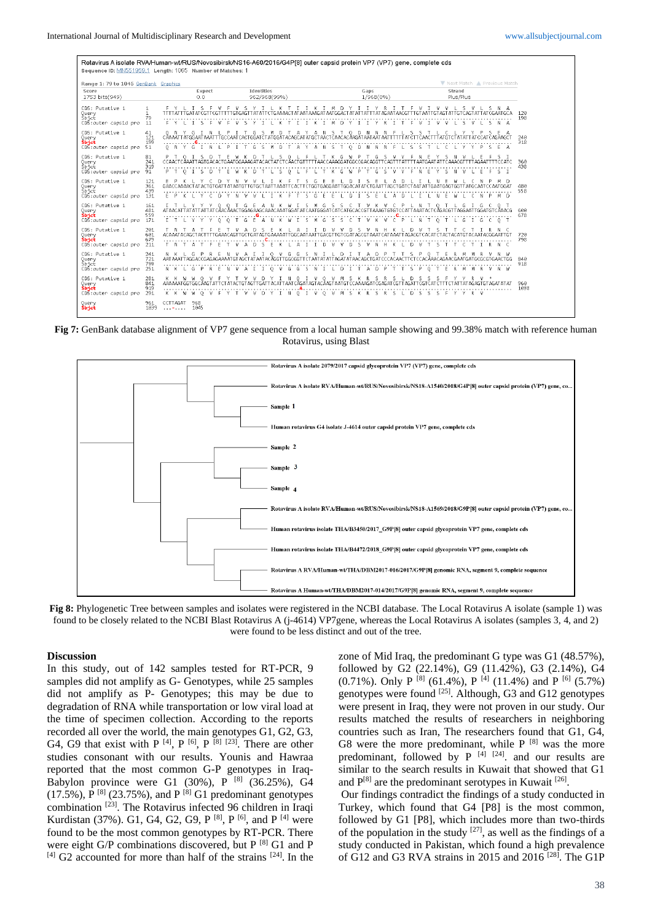Fig 7: GenBank database alignment of VP7 gene sequence from a local human sample showing and 99.38% match with reference human Rotavirus, using Blast

Fig 8: Phylogenetic Tree between samples and isolates were registered in the NCBI database. The Local Rotavirus A isolate (sample 1) was found to be closely related to the NCBI Blast Rotavirus A (j-4614) VP7gene, whereas the Local Rotavirus A isolates (samples 3, 4, and 2) were found to be less distinct and out of the tree.

## Discussion

In this study, out of 142 samples tested for RT-PCR, 9 samples did not amplify as G- Genotypes, while 25 samples did not amplify as P- Genotypes; this may be due to degradation of RNA while transportation or low viral load at the time of specimen collection. According to the reports recorded all over the world, the main genotypes G1, G2, G3, G4, G9 that exist with P [4], P [6], P [8] [23]. There are other studies consonant with our results. Younis and Hawraa reported that the most common G-P genotypes in Iraq-Babylon province were G1 (30%), P [8] (36.25%), G4 (17.5%), P [8] (23.75%), and P [8] G1 predominant genotypes combination [23]. The Rotavirus infected 96 children in Iraqi Kurdistan (37%). G1, G4, G2, G9, P [8], P [6], and P [4] were found to be the most common genotypes by RT-PCR. There were eight G/P combinations discovered, but P [8] G1 and P [4] G2 accounted for more than half of the strains [24]. In the zone of Mid Iraq, the predominant G type was G1 (48.57%), followed by G2 (22.14%), G9 (11.42%), G3 (2.14%), G4 (0.71%). Only P [8] (61.4%), P [4] (11.4%) and P [6] (5.7%) genotypes were found [25]. Although, G3 and G12 genotypes were present in Iraq, they were not proven in our study. Our results matched the results of researchers in neighboring countries such as Iran, The researchers found that G1, G4, G8 were the more predominant, while P [8] was the more predominant, followed by P [4] [24]. and our results are similar to the search results in Kuwait that showed that G1 and P[8] are the predominant serotypes in Kuwait [26].

Our findings contradict the findings of a study conducted in Turkey, which found that G4 [P8] is the most common, followed by G1 [P8], which includes more than two-thirds of the population in the study [27], as well as the findings of a study conducted in Pakistan, which found a high prevalence of G12 and G3 RVA strains in 2015 and 2016 [28]. The G1P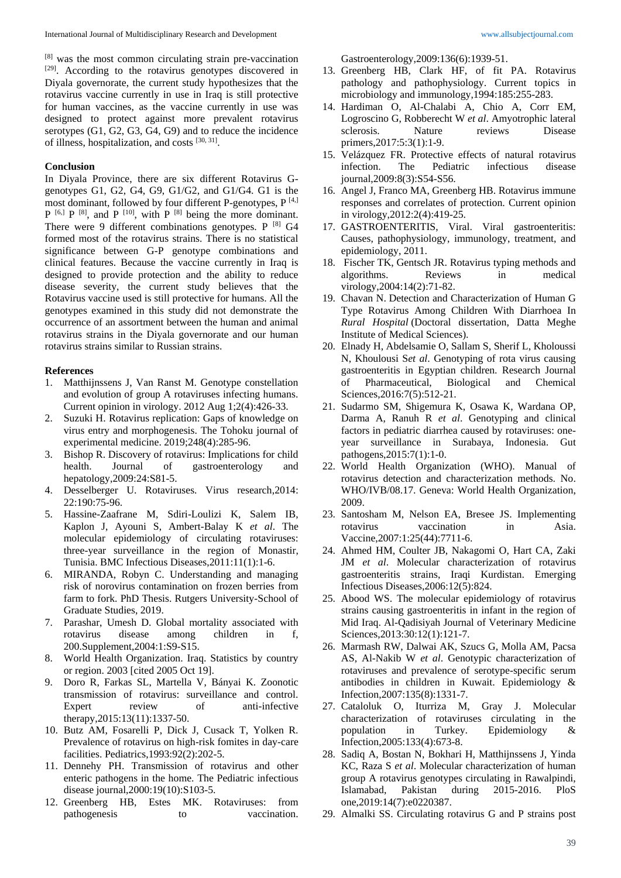[8] was the most common circulating strain pre-vaccination [29]. According to the rotavirus genotypes discovered in Diyala governorate, the current study hypothesizes that the rotavirus vaccine currently in use in Iraq is still protective for human vaccines, as the vaccine currently in use was designed to protect against more prevalent rotavirus serotypes (G1, G2, G3, G4, G9) and to reduce the incidence of illness, hospitalization, and costs [30, 31].

### Conclusion

In Diyala Province, there are six different Rotavirus G-genotypes G1, G2, G4, G9, G1/G2, and G1/G4. G1 is the most dominant, followed by four different P-genotypes, P [4,] P [6,] P [8], and P [10], with P [8] being the more dominant. There were 9 different combinations genotypes. P [8] G4 formed most of the rotavirus strains. There is no statistical significance between G-P genotype combinations and clinical features. Because the vaccine currently in Iraq is designed to provide protection and the ability to reduce disease severity, the current study believes that the Rotavirus vaccine used is still protective for humans. All the genotypes examined in this study did not demonstrate the occurrence of an assortment between the human and animal rotavirus strains in the Diyala governorate and our human rotavirus strains similar to Russian strains.

### References

1. Matthijnssens J, Van Ranst M. Genotype constellation and evolution of group A rotaviruses infecting humans. Current opinion in virology. 2012 Aug 1;2(4):426-33.
2. Suzuki H. Rotavirus replication: Gaps of knowledge on virus entry and morphogenesis. The Tohoku journal of experimental medicine. 2019;248(4):285-96.
3. Bishop R. Discovery of rotavirus: Implications for child health. Journal of gastroenterology and hepatology,2009:24:S81-5.
4. Desselberger U. Rotaviruses. Virus research,2014: 22:190:75-96.
5. Hassine-Zaafrane M, Sdiri-Loulizi K, Salem IB, Kaplon J, Ayouni S, Ambert-Balay K *et al*. The molecular epidemiology of circulating rotaviruses: three-year surveillance in the region of Monastir, Tunisia. BMC Infectious Diseases,2011:11(1):1-6.
6. MIRANDA, Robyn C. Understanding and managing risk of norovirus contamination on frozen berries from farm to fork. PhD Thesis. Rutgers University-School of Graduate Studies, 2019.
7. Parashar, Umesh D. Global mortality associated with rotavirus disease among children in f, 200.Supplement,2004:1:S9-S15.
8. World Health Organization. Iraq. Statistics by country or region. 2003 [cited 2005 Oct 19].
9. Doro R, Farkas SL, Martella V, Bányai K. Zoonotic transmission of rotavirus: surveillance and control. Expert review of anti-infective therapy,2015:13(11):1337-50.
10. Butz AM, Fosarelli P, Dick J, Cusack T, Yolken R. Prevalence of rotavirus on high-risk fomites in day-care facilities. Pediatrics,1993:92(2):202-5.
11. Dennehy PH. Transmission of rotavirus and other enteric pathogens in the home. The Pediatric infectious disease journal,2000:19(10):S103-5.
12. Greenberg HB, Estes MK. Rotaviruses: from pathogenesis to vaccination. Gastroenterology,2009:136(6):1939-51.
13. Greenberg HB, Clark HF, of fit PA. Rotavirus pathology and pathophysiology. Current topics in microbiology and immunology,1994:185:255-283.
14. Hardiman O, Al-Chalabi A, Chio A, Corr EM, Logroscino G, Robberecht W *et al*. Amyotrophic lateral sclerosis. Nature reviews Disease primers,2017:5:3(1):1-9.
15. Velázquez FR. Protective effects of natural rotavirus infection. The Pediatric infectious disease journal,2009:8(3):S54-S56.
16. Angel J, Franco MA, Greenberg HB. Rotavirus immune responses and correlates of protection. Current opinion in virology,2012:2(4):419-25.
17. GASTROENTERITIS, Viral. Viral gastroenteritis: Causes, pathophysiology, immunology, treatment, and epidemiology, 2011.
18. Fischer TK, Gentsch JR. Rotavirus typing methods and algorithms. Reviews in medical virology,2004:14(2):71-82.
19. Chavan N. Detection and Characterization of Human G Type Rotavirus Among Children With Diarrhoea In *Rural Hospital* (Doctoral dissertation, Datta Meghe Institute of Medical Sciences).
20. Elnady H, Abdelsamie O, Sallam S, Sherif L, Kholoussi N, Khoulousi S*et al*. Genotyping of rota virus causing gastroenteritis in Egyptian children. Research Journal of Pharmaceutical, Biological and Chemical Sciences,2016:7(5):512-21.
21. Sudarmo SM, Shigemura K, Osawa K, Wardana OP, Darma A, Ranuh R *et al*. Genotyping and clinical factors in pediatric diarrhea caused by rotaviruses: one-year surveillance in Surabaya, Indonesia. Gut pathogens,2015:7(1):1-0.
22. World Health Organization (WHO). Manual of rotavirus detection and characterization methods. No. WHO/IVB/08.17. Geneva: World Health Organization, 2009.
23. Santosham M, Nelson EA, Bresee JS. Implementing rotavirus vaccination in Asia. Vaccine,2007:1:25(44):7711-6.
24. Ahmed HM, Coulter JB, Nakagomi O, Hart CA, Zaki JM *et al*. Molecular characterization of rotavirus gastroenteritis strains, Iraqi Kurdistan. Emerging Infectious Diseases,2006:12(5):824.
25. Abood WS. The molecular epidemiology of rotavirus strains causing gastroenteritis in infant in the region of Mid Iraq. Al-Qadisiyah Journal of Veterinary Medicine Sciences,2013:30:12(1):121-7.
26. Marmash RW, Dalwai AK, Szucs G, Molla AM, Pacsa AS, Al-Nakib W *et al*. Genotypic characterization of rotaviruses and prevalence of serotype-specific serum antibodies in children in Kuwait. Epidemiology & Infection,2007:135(8):1331-7.
27. Cataloluk O, Iturriza M, Gray J. Molecular characterization of rotaviruses circulating in the population in Turkey. Epidemiology & Infection,2005:133(4):673-8.
28. Sadiq A, Bostan N, Bokhari H, Matthijnssens J, Yinda KC, Raza S *et al*. Molecular characterization of human group A rotavirus genotypes circulating in Rawalpindi, Islamabad, Pakistan during 2015-2016. PloS one,2019:14(7):e0220387.
29. Almalki SS. Circulating rotavirus G and P strains post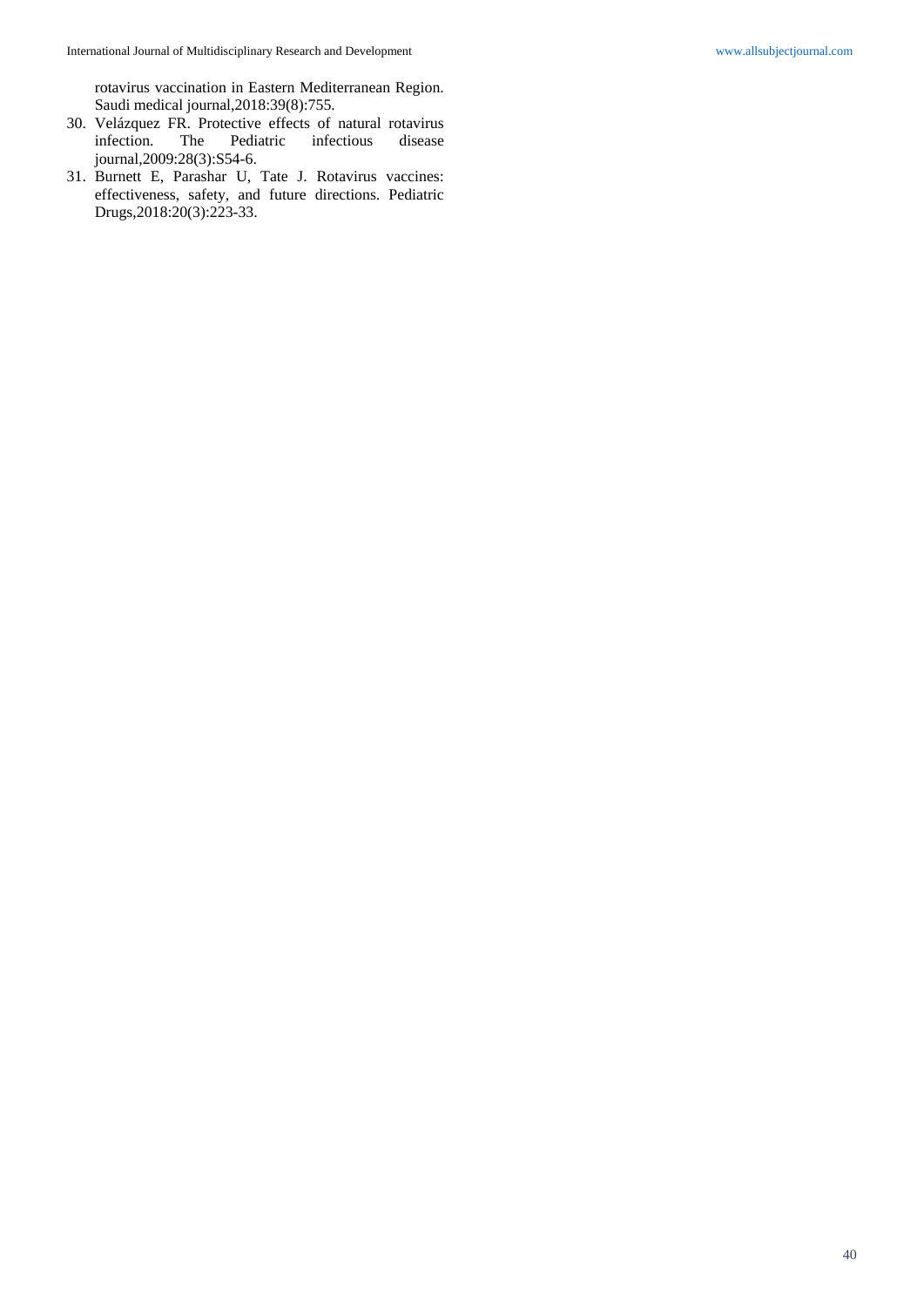rotavirus vaccination in Eastern Mediterranean Region. Saudi medical journal,2018:39(8):755.

30. Velázquez FR. Protective effects of natural rotavirus infection. The Pediatric infectious disease journal,2009:28(3):S54-6.
31. Burnett E, Parashar U, Tate J. Rotavirus vaccines: effectiveness, safety, and future directions. Pediatric Drugs,2018:20(3):223-33.